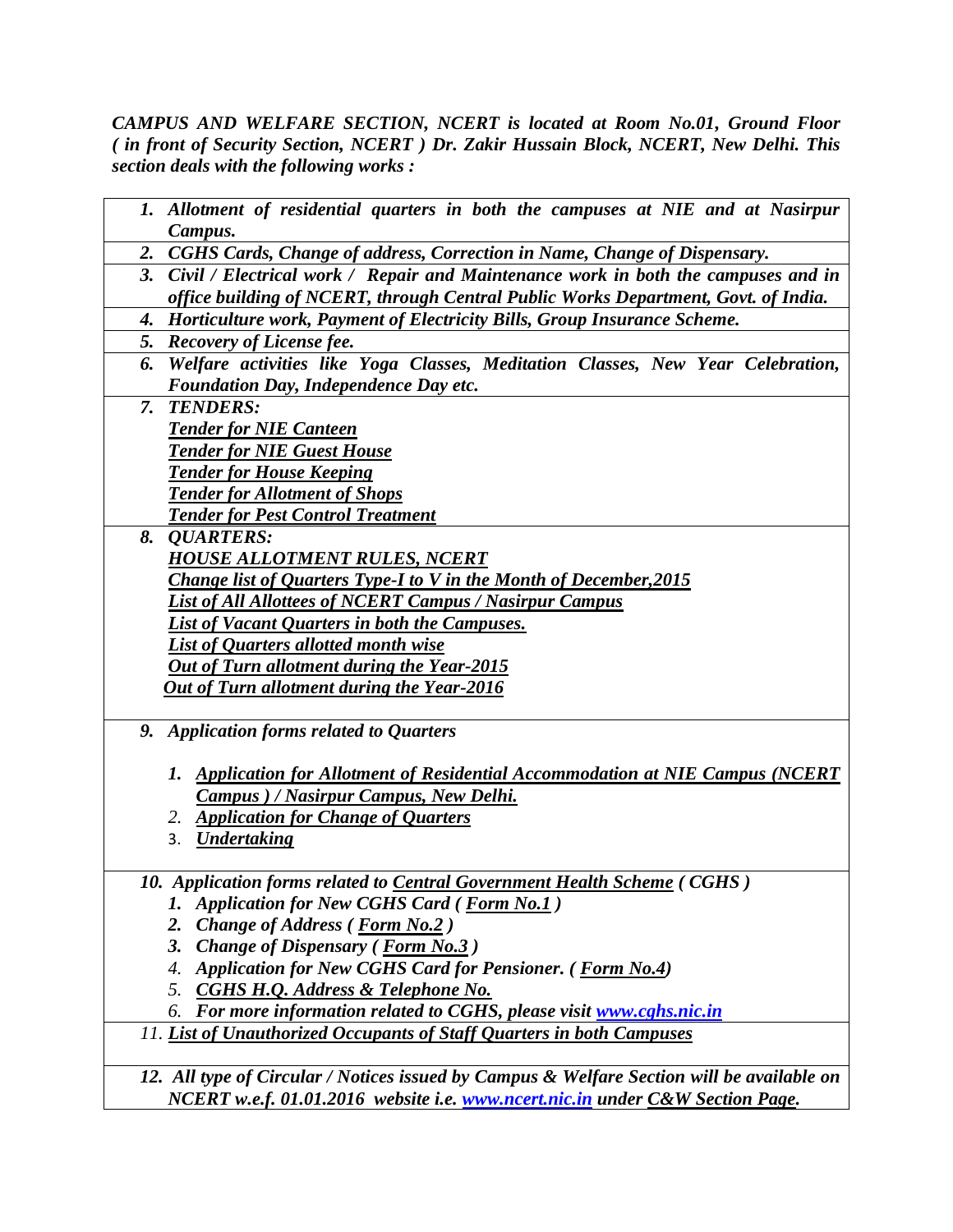***CAMPUS AND WELFARE SECTION, NCERT is located at Room No.01, Ground Floor ( in front of Security Section, NCERT ) Dr. Zakir Hussain Block, NCERT, New Delhi. This section deals with the following works :***

1. ***Allotment of residential quarters in both the campuses at NIE and at Nasirpur Campus.***
2. ***CGHS Cards, Change of address, Correction in Name, Change of Dispensary.***
3. ***Civil / Electrical work / Repair and Maintenance work in both the campuses and in office building of NCERT, through Central Public Works Department, Govt. of India.***
4. ***Horticulture work, Payment of Electricity Bills, Group Insurance Scheme.***
5. ***Recovery of License fee.***
6. ***Welfare activities like Yoga Classes, Meditation Classes, New Year Celebration, Foundation Day, Independence Day etc.***
7. ***TENDERS:***
   - ***Tender for NIE Canteen***
   - ***Tender for NIE Guest House***
   - ***Tender for House Keeping***
   - ***Tender for Allotment of Shops***
   - ***Tender for Pest Control Treatment***
8. ***QUARTERS:***
   - ***HOUSE ALLOTMENT RULES, NCERT***
   - ***Change list of Quarters Type-I to V in the Month of December,2015***
   - ***List of All Allottees of NCERT Campus / Nasirpur Campus***
   - ***List of Vacant Quarters in both the Campuses.***
   - ***List of Quarters allotted month wise***
   - ***Out of Turn allotment during the Year-2015***
   - ***Out of Turn allotment during the Year-2016***
9. ***Application forms related to Quarters***
   1. ***Application for Allotment of Residential Accommodation at NIE Campus (NCERT Campus ) / Nasirpur Campus, New Delhi.***
   2. ***Application for Change of Quarters***
   3. ***Undertaking***
10. ***Application forms related to Central Government Health Scheme ( CGHS )***
    1. ***Application for New CGHS Card ( Form No.1 )***
    2. ***Change of Address ( Form No.2 )***
    3. ***Change of Dispensary ( Form No.3 )***
    4. ***Application for New CGHS Card for Pensioner. ( Form No.4)***
    5. ***CGHS H.Q. Address & Telephone No.***
    6. ***For more information related to CGHS, please visit www.cghs.nic.in***
11. ***List of Unauthorized Occupants of Staff Quarters in both Campuses***
12. ***All type of Circular / Notices issued by Campus & Welfare Section will be available on NCERT w.e.f. 01.01.2016 website i.e. www.ncert.nic.in under C&W Section Page.***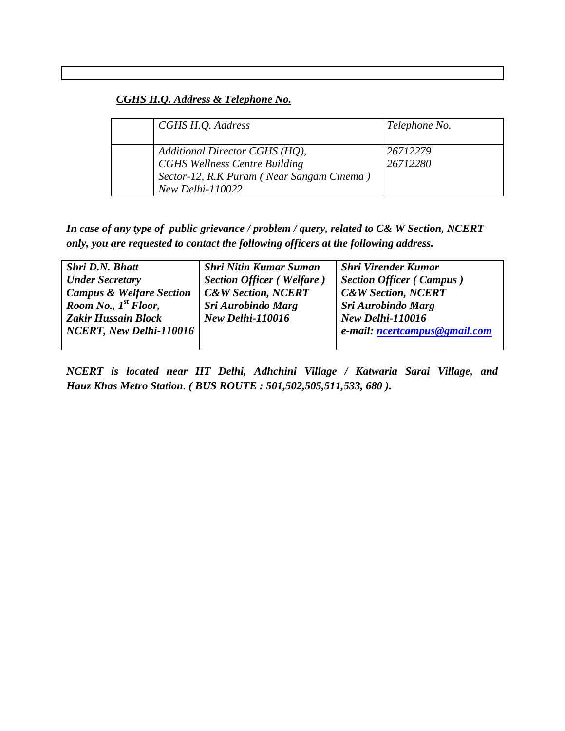***CGHS H.Q. Address & Telephone No.***

| | CGHS H.Q. Address | Telephone No. |
|---|---|---|
| | Additional Director CGHS (HQ),<br>CGHS Wellness Centre Building<br>Sector-12, R.K Puram ( Near Sangam Cinema )<br>New Delhi-110022 | 26712279<br>26712280 |

***In case of any type of public grievance / problem / query, related to C& W Section, NCERT only, you are requested to contact the following officers at the following address.***

| | | |
|---|---|---|
| ***Shri D.N. Bhatt***<br>***Under Secretary***<br>***Campus & Welfare Section***<br>***Room No., 1st Floor,***<br>***Zakir Hussain Block***<br>***NCERT, New Delhi-110016*** | ***Shri Nitin Kumar Suman***<br>***Section Officer ( Welfare )***<br>***C&W Section, NCERT***<br>***Sri Aurobindo Marg***<br>***New Delhi-110016*** | ***Shri Virender Kumar***<br>***Section Officer ( Campus )***<br>***C&W Section, NCERT***<br>***Sri Aurobindo Marg***<br>***New Delhi-110016***<br>***e-mail: ncertcampus@gmail.com*** |

***NCERT is located near IIT Delhi, Adhchini Village / Katwaria Sarai Village, and Hauz Khas Metro Station. ( BUS ROUTE : 501,502,505,511,533, 680 ).***